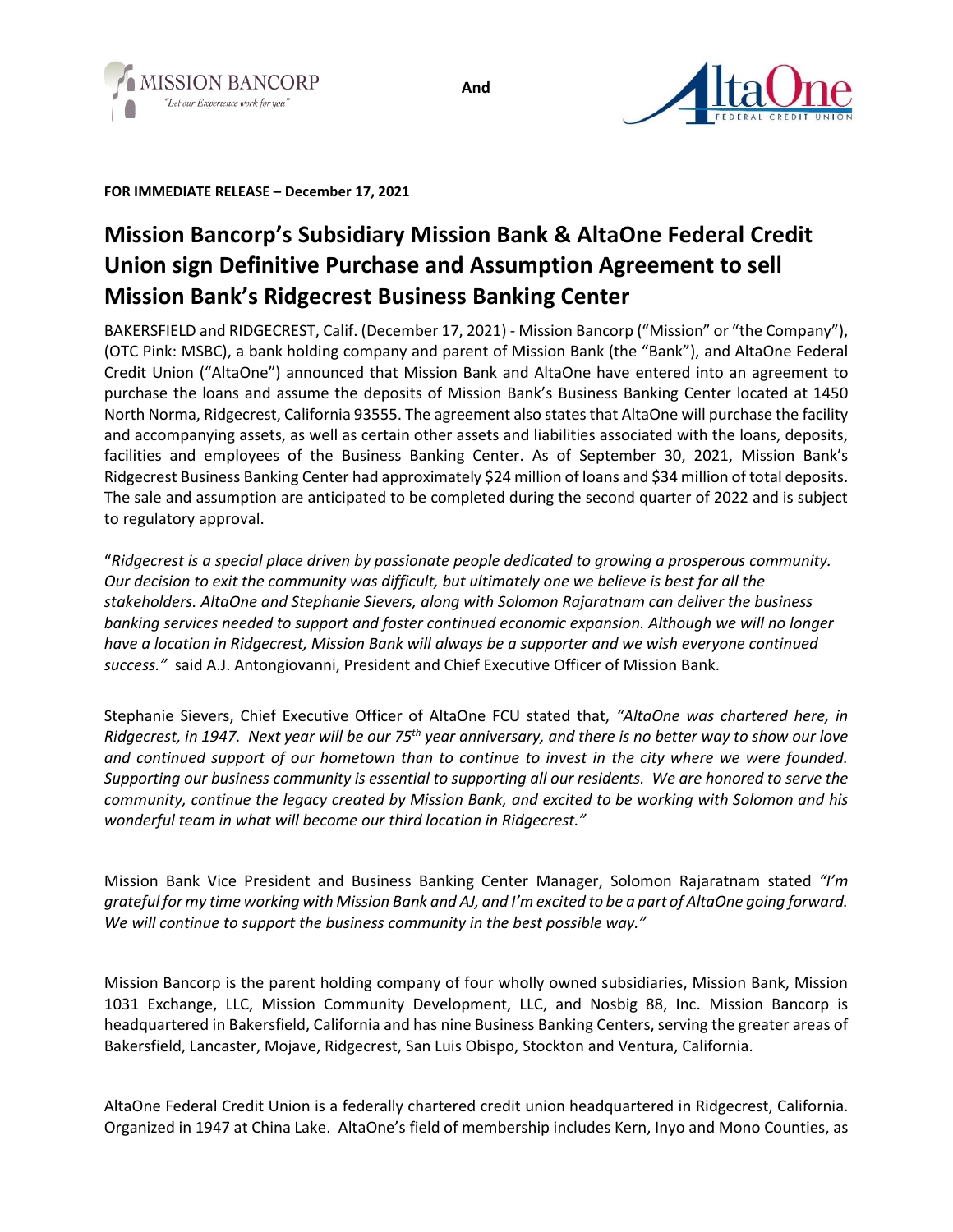MISSION BANCORP "Let our Experience work for you" **And** AltaOne FEDERAL CREDIT UNION

**FOR IMMEDIATE RELEASE – December 17, 2021**

# Mission Bancorp's Subsidiary Mission Bank & AltaOne Federal Credit Union sign Definitive Purchase and Assumption Agreement to sell Mission Bank's Ridgecrest Business Banking Center

BAKERSFIELD and RIDGECREST, Calif. (December 17, 2021) - Mission Bancorp ("Mission" or "the Company"), (OTC Pink: MSBC), a bank holding company and parent of Mission Bank (the "Bank"), and AltaOne Federal Credit Union ("AltaOne") announced that Mission Bank and AltaOne have entered into an agreement to purchase the loans and assume the deposits of Mission Bank's Business Banking Center located at 1450 North Norma, Ridgecrest, California 93555. The agreement also states that AltaOne will purchase the facility and accompanying assets, as well as certain other assets and liabilities associated with the loans, deposits, facilities and employees of the Business Banking Center. As of September 30, 2021, Mission Bank's Ridgecrest Business Banking Center had approximately $24 million of loans and $34 million of total deposits. The sale and assumption are anticipated to be completed during the second quarter of 2022 and is subject to regulatory approval.

"*Ridgecrest is a special place driven by passionate people dedicated to growing a prosperous community. Our decision to exit the community was difficult, but ultimately one we believe is best for all the stakeholders. AltaOne and Stephanie Sievers, along with Solomon Rajaratnam can deliver the business banking services needed to support and foster continued economic expansion. Although we will no longer have a location in Ridgecrest, Mission Bank will always be a supporter and we wish everyone continued success."* said A.J. Antongiovanni, President and Chief Executive Officer of Mission Bank.

Stephanie Sievers, Chief Executive Officer of AltaOne FCU stated that, *"AltaOne was chartered here, in Ridgecrest, in 1947. Next year will be our 75th year anniversary, and there is no better way to show our love and continued support of our hometown than to continue to invest in the city where we were founded. Supporting our business community is essential to supporting all our residents. We are honored to serve the community, continue the legacy created by Mission Bank, and excited to be working with Solomon and his wonderful team in what will become our third location in Ridgecrest."*

Mission Bank Vice President and Business Banking Center Manager, Solomon Rajaratnam stated *"I'm grateful for my time working with Mission Bank and AJ, and I'm excited to be a part of AltaOne going forward. We will continue to support the business community in the best possible way."*

Mission Bancorp is the parent holding company of four wholly owned subsidiaries, Mission Bank, Mission 1031 Exchange, LLC, Mission Community Development, LLC, and Nosbig 88, Inc. Mission Bancorp is headquartered in Bakersfield, California and has nine Business Banking Centers, serving the greater areas of Bakersfield, Lancaster, Mojave, Ridgecrest, San Luis Obispo, Stockton and Ventura, California.

AltaOne Federal Credit Union is a federally chartered credit union headquartered in Ridgecrest, California. Organized in 1947 at China Lake. AltaOne's field of membership includes Kern, Inyo and Mono Counties, as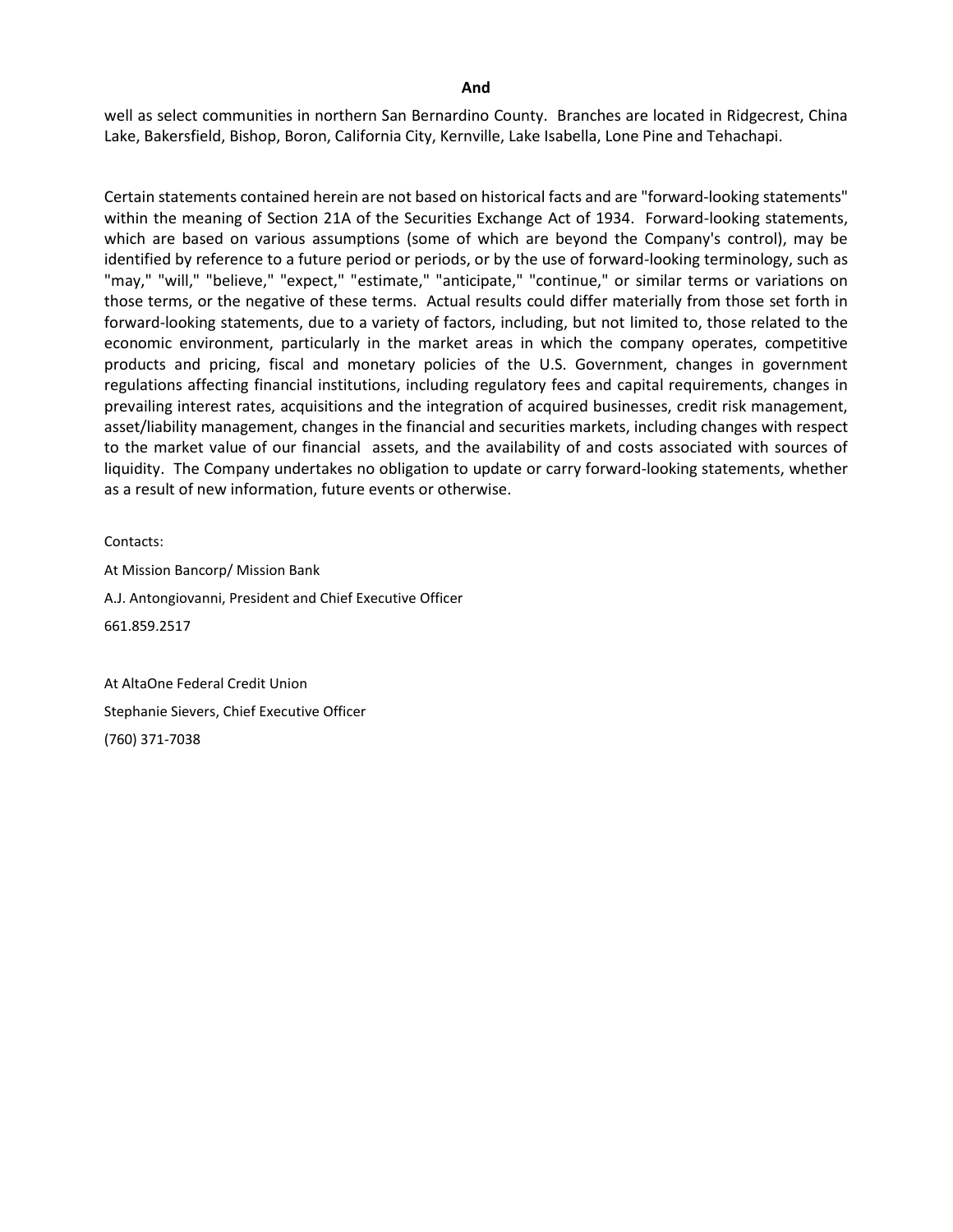**And**

well as select communities in northern San Bernardino County. Branches are located in Ridgecrest, China Lake, Bakersfield, Bishop, Boron, California City, Kernville, Lake Isabella, Lone Pine and Tehachapi.

Certain statements contained herein are not based on historical facts and are "forward-looking statements" within the meaning of Section 21A of the Securities Exchange Act of 1934. Forward-looking statements, which are based on various assumptions (some of which are beyond the Company's control), may be identified by reference to a future period or periods, or by the use of forward-looking terminology, such as "may," "will," "believe," "expect," "estimate," "anticipate," "continue," or similar terms or variations on those terms, or the negative of these terms. Actual results could differ materially from those set forth in forward-looking statements, due to a variety of factors, including, but not limited to, those related to the economic environment, particularly in the market areas in which the company operates, competitive products and pricing, fiscal and monetary policies of the U.S. Government, changes in government regulations affecting financial institutions, including regulatory fees and capital requirements, changes in prevailing interest rates, acquisitions and the integration of acquired businesses, credit risk management, asset/liability management, changes in the financial and securities markets, including changes with respect to the market value of our financial assets, and the availability of and costs associated with sources of liquidity. The Company undertakes no obligation to update or carry forward-looking statements, whether as a result of new information, future events or otherwise.

Contacts:

At Mission Bancorp/ Mission Bank

A.J. Antongiovanni, President and Chief Executive Officer

661.859.2517

At AltaOne Federal Credit Union

Stephanie Sievers, Chief Executive Officer

(760) 371-7038